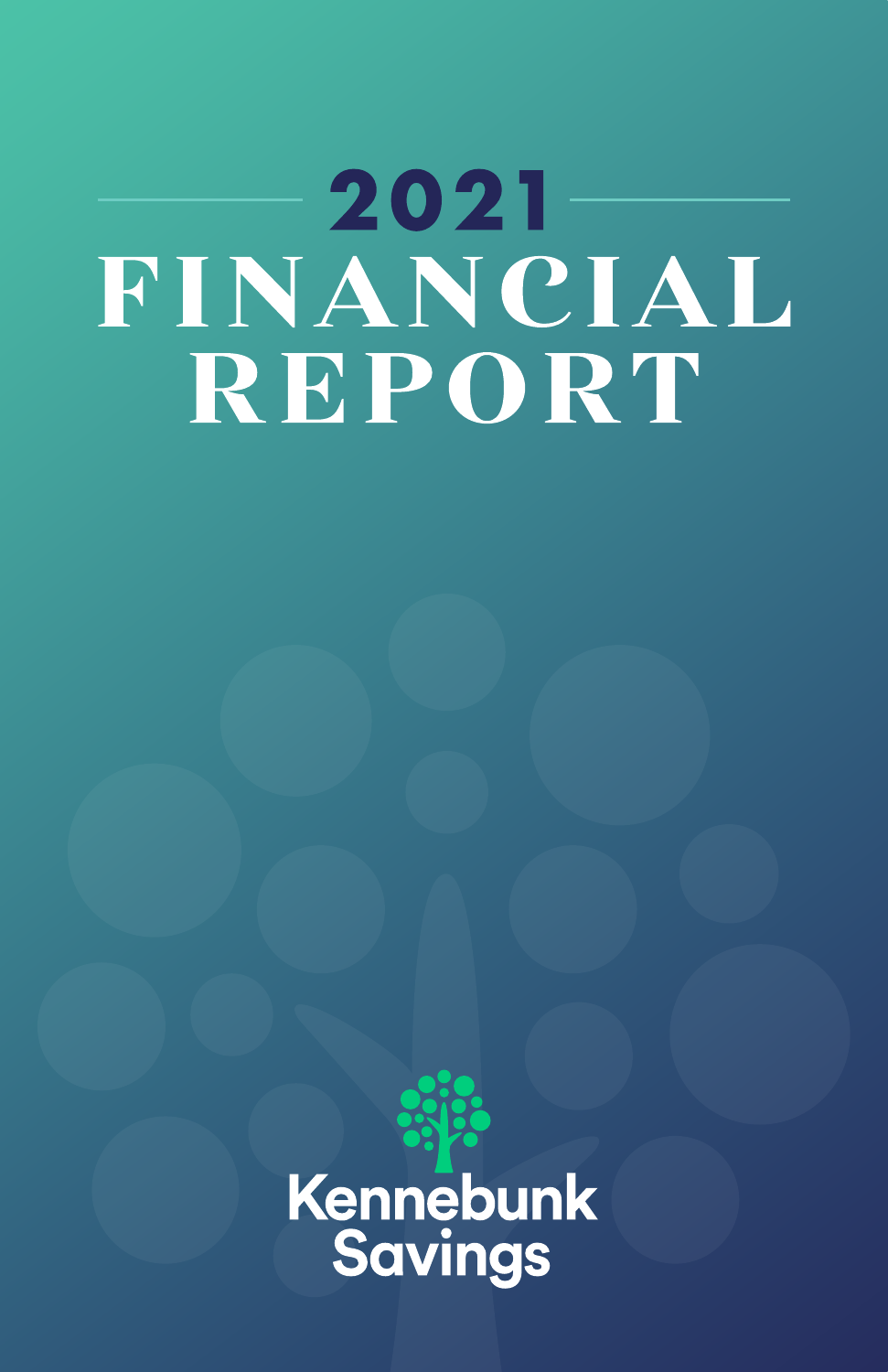# 2021 FINANCIAL REPORT

Kennebunk Savings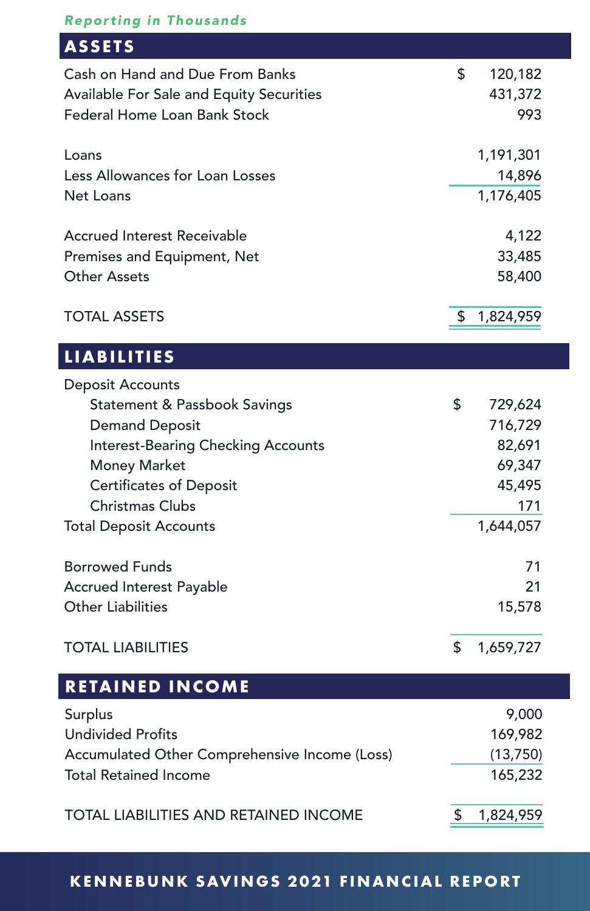*Reporting in Thousands*

## ASSETS

| | |
|---|---|
| Cash on Hand and Due From Banks | $ 120,182 |
| Available For Sale and Equity Securities | 431,372 |
| Federal Home Loan Bank Stock | 993 |
| | |
| Loans | 1,191,301 |
| Less Allowances for Loan Losses | 14,896 |
| Net Loans | 1,176,405 |
| | |
| Accrued Interest Receivable | 4,122 |
| Premises and Equipment, Net | 33,485 |
| Other Assets | 58,400 |
| | |
| TOTAL ASSETS | $ 1,824,959 |

## LIABILITIES

| | |
|---|---|
| Deposit Accounts | |
| Statement & Passbook Savings | $ 729,624 |
| Demand Deposit | 716,729 |
| Interest-Bearing Checking Accounts | 82,691 |
| Money Market | 69,347 |
| Certificates of Deposit | 45,495 |
| Christmas Clubs | 171 |
| Total Deposit Accounts | 1,644,057 |
| | |
| Borrowed Funds | 71 |
| Accrued Interest Payable | 21 |
| Other Liabilities | 15,578 |
| | |
| TOTAL LIABILITIES | $ 1,659,727 |

## RETAINED INCOME

| | |
|---|---|
| Surplus | 9,000 |
| Undivided Profits | 169,982 |
| Accumulated Other Comprehensive Income (Loss) | (13,750) |
| Total Retained Income | 165,232 |
| | |
| TOTAL LIABILITIES AND RETAINED INCOME | $ 1,824,959 |

**KENNEBUNK SAVINGS 2021 FINANCIAL REPORT**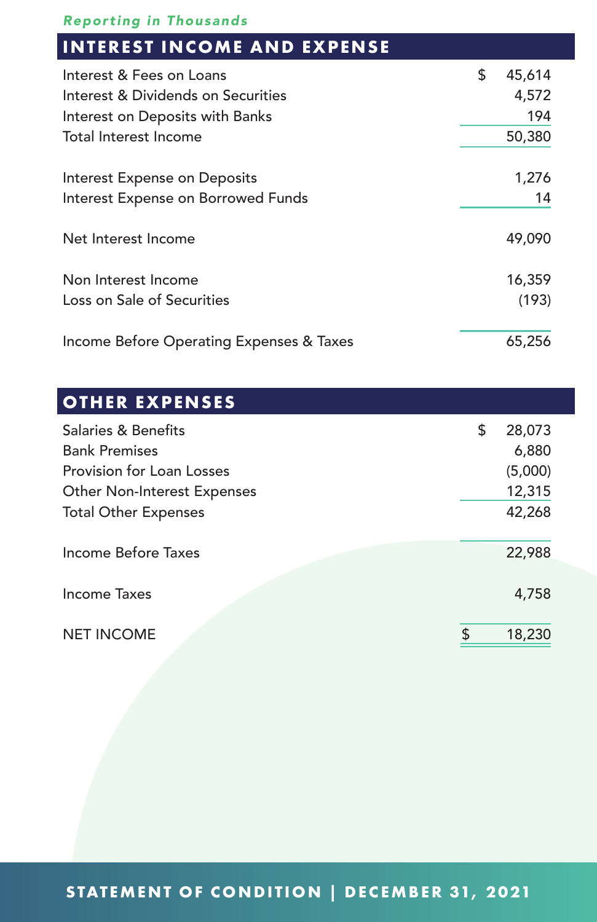*Reporting in Thousands*

## INTEREST INCOME AND EXPENSE

| | |
|---|---|
| Interest & Fees on Loans | $ 45,614 |
| Interest & Dividends on Securities | 4,572 |
| Interest on Deposits with Banks | 194 |
| Total Interest Income | 50,380 |
| | |
| Interest Expense on Deposits | 1,276 |
| Interest Expense on Borrowed Funds | 14 |
| | |
| Net Interest Income | 49,090 |
| | |
| Non Interest Income | 16,359 |
| Loss on Sale of Securities | (193) |
| | |
| Income Before Operating Expenses & Taxes | 65,256 |

## OTHER EXPENSES

| | |
|---|---|
| Salaries & Benefits | $ 28,073 |
| Bank Premises | 6,880 |
| Provision for Loan Losses | (5,000) |
| Other Non-Interest Expenses | 12,315 |
| Total Other Expenses | 42,268 |
| | |
| Income Before Taxes | 22,988 |
| | |
| Income Taxes | 4,758 |
| | |
| NET INCOME | $ 18,230 |

**STATEMENT OF CONDITION | DECEMBER 31, 2021**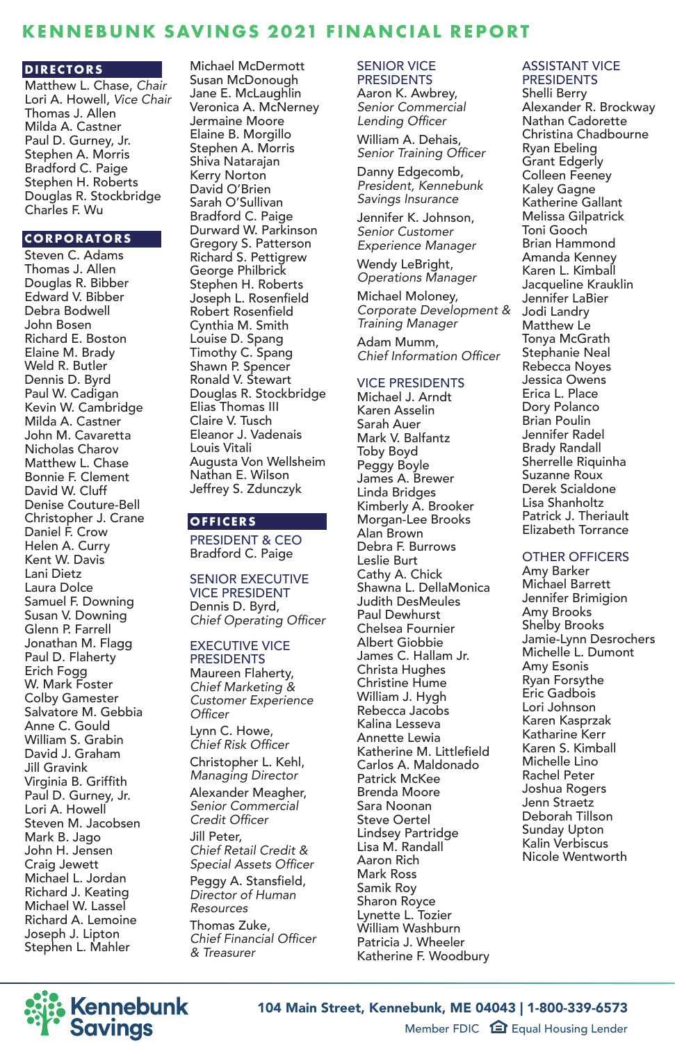# KENNEBUNK SAVINGS 2021 FINANCIAL REPORT

## DIRECTORS

Matthew L. Chase, *Chair*
Lori A. Howell, *Vice Chair*
Thomas J. Allen
Milda A. Castner
Paul D. Gurney, Jr.
Stephen A. Morris
Bradford C. Paige
Stephen H. Roberts
Douglas R. Stockbridge
Charles F. Wu

## CORPORATORS

Steven C. Adams
Thomas J. Allen
Douglas R. Bibber
Edward V. Bibber
Debra Bodwell
John Bosen
Richard E. Boston
Elaine M. Brady
Weld R. Butler
Dennis D. Byrd
Paul W. Cadigan
Kevin W. Cambridge
Milda A. Castner
John M. Cavaretta
Nicholas Charov
Matthew L. Chase
Bonnie F. Clement
David W. Cluff
Denise Couture-Bell
Christopher J. Crane
Daniel F. Crow
Helen A. Curry
Kent W. Davis
Lani Dietz
Laura Dolce
Samuel F. Downing
Susan V. Downing
Glenn P. Farrell
Jonathan M. Flagg
Paul D. Flaherty
Erich Fogg
W. Mark Foster
Colby Gamester
Salvatore M. Gebbia
Anne C. Gould
William S. Grabin
David J. Graham
Jill Gravink
Virginia B. Griffith
Paul D. Gurney, Jr.
Lori A. Howell
Steven M. Jacobsen
Mark B. Jago
John H. Jensen
Craig Jewett
Michael L. Jordan
Richard J. Keating
Michael W. Lassel
Richard A. Lemoine
Joseph J. Lipton
Stephen L. Mahler
Michael McDermott
Susan McDonough
Jane E. McLaughlin
Veronica A. McNerney
Jermaine Moore
Elaine B. Morgillo
Stephen A. Morris
Shiva Natarajan
Kerry Norton
David O'Brien
Sarah O'Sullivan
Bradford C. Paige
Durward W. Parkinson
Gregory S. Patterson
Richard S. Pettigrew
George Philbrick
Stephen H. Roberts
Joseph L. Rosenfield
Robert Rosenfield
Cynthia M. Smith
Louise D. Spang
Timothy C. Spang
Shawn P. Spencer
Ronald V. Stewart
Douglas R. Stockbridge
Elias Thomas III
Claire V. Tusch
Eleanor J. Vadenais
Louis Vitali
Augusta Von Wellsheim
Nathan E. Wilson
Jeffrey S. Zdunczyk

## OFFICERS

### PRESIDENT & CEO

Bradford C. Paige

### SENIOR EXECUTIVE VICE PRESIDENT

Dennis D. Byrd,
*Chief Operating Officer*

### EXECUTIVE VICE PRESIDENTS

Maureen Flaherty,
*Chief Marketing & Customer Experience Officer*

Lynn C. Howe,
*Chief Risk Officer*

Christopher L. Kehl,
*Managing Director*

Alexander Meagher,
*Senior Commercial Credit Officer*

Jill Peter,
*Chief Retail Credit & Special Assets Officer*

Peggy A. Stansfield,
*Director of Human Resources*

Thomas Zuke,
*Chief Financial Officer & Treasurer*

### SENIOR VICE PRESIDENTS

Aaron K. Awbrey,
*Senior Commercial Lending Officer*

William A. Dehais,
*Senior Training Officer*

Danny Edgecomb,
*President, Kennebunk Savings Insurance*

Jennifer K. Johnson,
*Senior Customer Experience Manager*

Wendy LeBright,
*Operations Manager*

Michael Moloney,
*Corporate Development & Training Manager*

Adam Mumm,
*Chief Information Officer*

### VICE PRESIDENTS

Michael J. Arndt
Karen Asselin
Sarah Auer
Mark V. Balfantz
Toby Boyd
Peggy Boyle
James A. Brewer
Linda Bridges
Kimberly A. Brooker
Morgan-Lee Brooks
Alan Brown
Debra F. Burrows
Leslie Burt
Cathy A. Chick
Shawna L. DellaMonica
Judith DesMeules
Paul Dewhurst
Chelsea Fournier
Albert Giobbie
James C. Hallam Jr.
Christa Hughes
Christine Hume
William J. Hygh
Rebecca Jacobs
Kalina Lesseva
Annette Lewia
Katherine M. Littlefield
Carlos A. Maldonado
Patrick McKee
Brenda Moore
Sara Noonan
Steve Oertel
Lindsey Partridge
Lisa M. Randall
Aaron Rich
Mark Ross
Samik Roy
Sharon Royce
Lynette L. Tozier
William Washburn
Patricia J. Wheeler
Katherine F. Woodbury

### ASSISTANT VICE PRESIDENTS

Shelli Berry
Alexander R. Brockway
Nathan Cadorette
Christina Chadbourne
Ryan Ebeling
Grant Edgerly
Colleen Feeney
Kaley Gagne
Katherine Gallant
Melissa Gilpatrick
Toni Gooch
Brian Hammond
Amanda Kenney
Karen L. Kimball
Jacqueline Krauklin
Jennifer LaBier
Jodi Landry
Matthew Le
Tonya McGrath
Stephanie Neal
Rebecca Noyes
Jessica Owens
Erica L. Place
Dory Polanco
Brian Poulin
Jennifer Radel
Brady Randall
Sherrelle Riquinha
Suzanne Roux
Derek Scialdone
Lisa Shanholtz
Patrick J. Theriault
Elizabeth Torrance

### OTHER OFFICERS

Amy Barker
Michael Barrett
Jennifer Brimigion
Amy Brooks
Shelby Brooks
Jamie-Lynn Desrochers
Michelle L. Dumont
Amy Esonis
Ryan Forsythe
Eric Gadbois
Lori Johnson
Karen Kasprzak
Katharine Kerr
Karen S. Kimball
Michelle Lino
Rachel Peter
Joshua Rogers
Jenn Straetz
Deborah Tillson
Sunday Upton
Kalin Verbiscus
Nicole Wentworth

Kennebunk Savings

104 Main Street, Kennebunk, ME 04043 | 1-800-339-6573

Member FDIC Equal Housing Lender